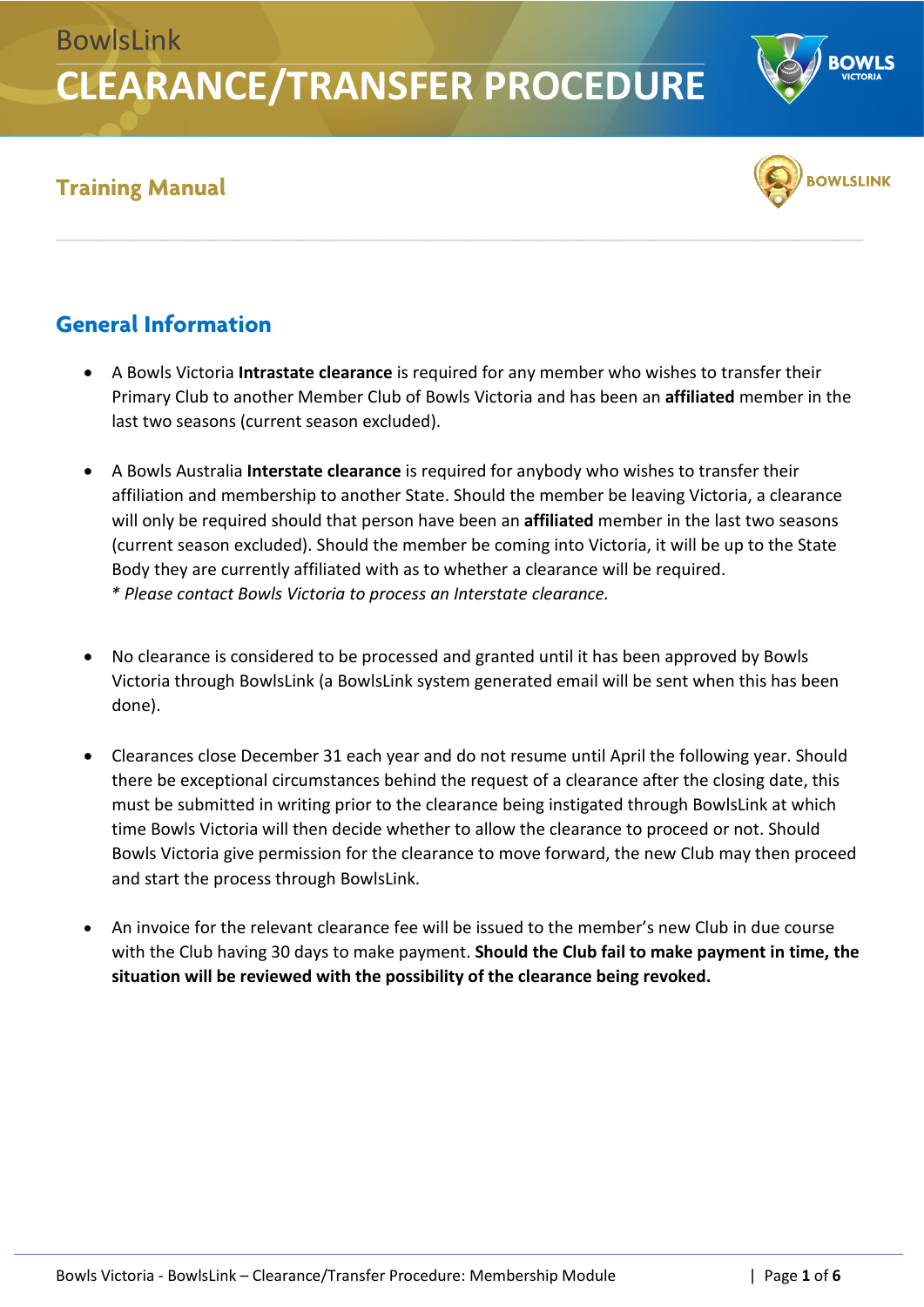BowlsLink

# CLEARANCE/TRANSFER PROCEDURE

## Training Manual

## General Information

- A Bowls Victoria **Intrastate clearance** is required for any member who wishes to transfer their Primary Club to another Member Club of Bowls Victoria and has been an **affiliated** member in the last two seasons (current season excluded).

- A Bowls Australia **Interstate clearance** is required for anybody who wishes to transfer their affiliation and membership to another State. Should the member be leaving Victoria, a clearance will only be required should that person have been an **affiliated** member in the last two seasons (current season excluded). Should the member be coming into Victoria, it will be up to the State Body they are currently affiliated with as to whether a clearance will be required.
  *\* Please contact Bowls Victoria to process an Interstate clearance.*

- No clearance is considered to be processed and granted until it has been approved by Bowls Victoria through BowlsLink (a BowlsLink system generated email will be sent when this has been done).

- Clearances close December 31 each year and do not resume until April the following year. Should there be exceptional circumstances behind the request of a clearance after the closing date, this must be submitted in writing prior to the clearance being instigated through BowlsLink at which time Bowls Victoria will then decide whether to allow the clearance to proceed or not. Should Bowls Victoria give permission for the clearance to move forward, the new Club may then proceed and start the process through BowlsLink.

- An invoice for the relevant clearance fee will be issued to the member's new Club in due course with the Club having 30 days to make payment. **Should the Club fail to make payment in time, the situation will be reviewed with the possibility of the clearance being revoked.**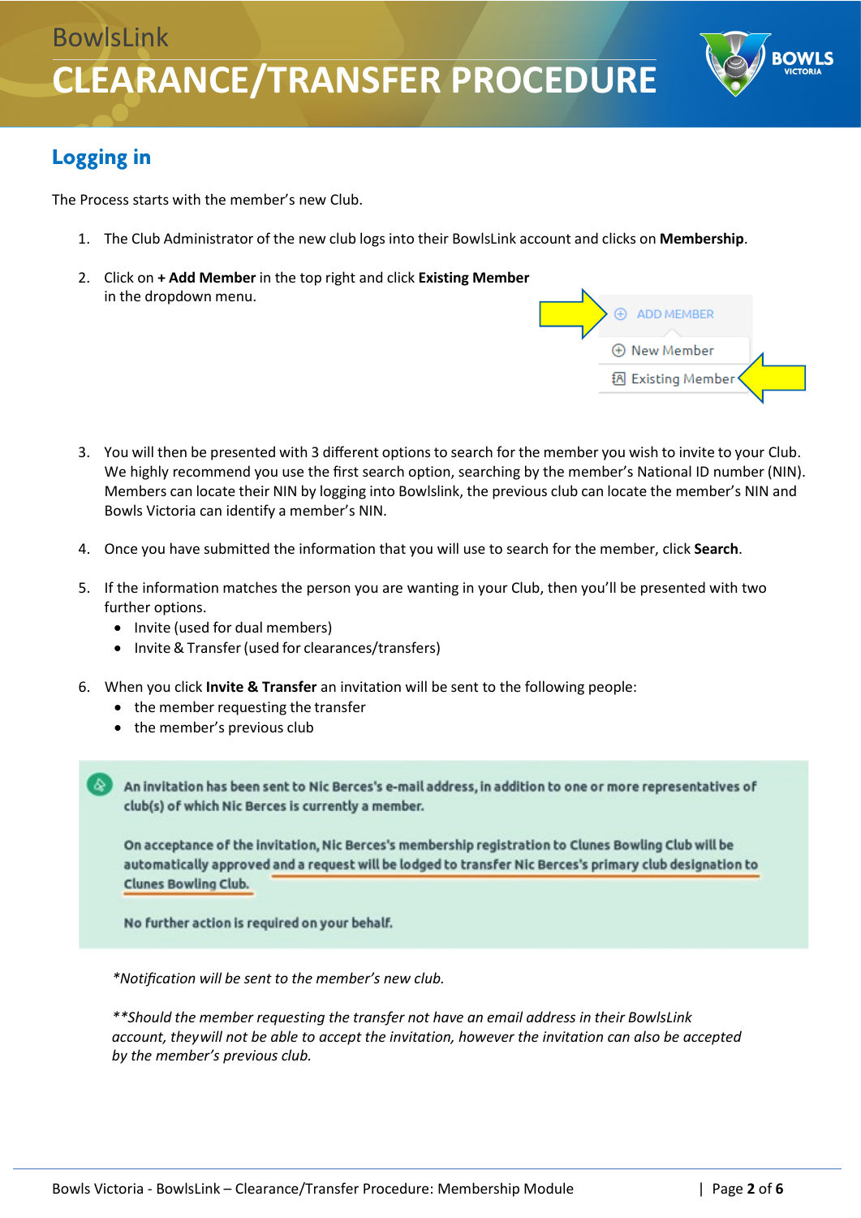## Logging in

The Process starts with the member's new Club.

1. The Club Administrator of the new club logs into their BowlsLink account and clicks on **Membership**.

2. Click on **+ Add Member** in the top right and click **Existing Member** in the dropdown menu.

   ADD MEMBER
   New Member
   Existing Member

3. You will then be presented with 3 different options to search for the member you wish to invite to your Club. We highly recommend you use the first search option, searching by the member's National ID number (NIN). Members can locate their NIN by logging into Bowlslink, the previous club can locate the member's NIN and Bowls Victoria can identify a member's NIN.

4. Once you have submitted the information that you will use to search for the member, click **Search**.

5. If the information matches the person you are wanting in your Club, then you'll be presented with two further options.
   - Invite (used for dual members)
   - Invite & Transfer (used for clearances/transfers)

6. When you click **Invite & Transfer** an invitation will be sent to the following people:
   - the member requesting the transfer
   - the member's previous club

> An invitation has been sent to Nic Berces's e-mail address, in addition to one or more representatives of club(s) of which Nic Berces is currently a member.
>
> On acceptance of the invitation, Nic Berces's membership registration to Clunes Bowling Club will be automatically approved and a request will be lodged to transfer Nic Berces's primary club designation to Clunes Bowling Club.
>
> No further action is required on your behalf.

*\*Notification will be sent to the member's new club.*

*\*\*Should the member requesting the transfer not have an email address in their BowlsLink account, theywill not be able to accept the invitation, however the invitation can also be accepted by the member's previous club.*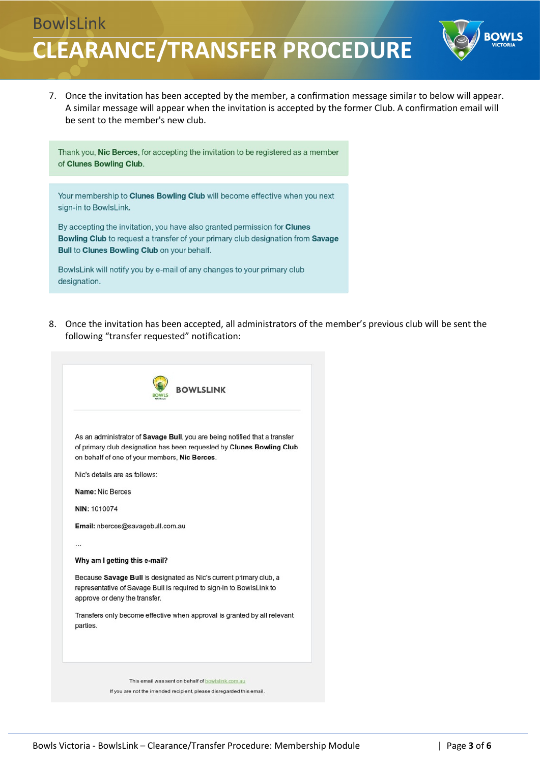7. Once the invitation has been accepted by the member, a confirmation message similar to below will appear. A similar message will appear when the invitation is accepted by the former Club. A confirmation email will be sent to the member's new club.

> Thank you, **Nic Berces**, for accepting the invitation to be registered as a member of **Clunes Bowling Club**.

> Your membership to **Clunes Bowling Club** will become effective when you next sign-in to BowlsLink.
>
> By accepting the invitation, you have also granted permission for **Clunes Bowling Club** to request a transfer of your primary club designation from **Savage Bull** to **Clunes Bowling Club** on your behalf.
>
> BowlsLink will notify you by e-mail of any changes to your primary club designation.

8. Once the invitation has been accepted, all administrators of the member's previous club will be sent the following "transfer requested" notification:

> **BOWLSLINK**
>
> As an administrator of **Savage Bull**, you are being notified that a transfer of primary club designation has been requested by **Clunes Bowling Club** on behalf of one of your members, **Nic Berces**.
>
> Nic's details are as follows:
>
> **Name:** Nic Berces
>
> **NIN:** 1010074
>
> **Email:** nberces@savagebull.com.au
>
> ...
>
> **Why am I getting this e-mail?**
>
> Because **Savage Bull** is designated as Nic's current primary club, a representative of Savage Bull is required to sign-in to BowlsLink to approve or deny the transfer.
>
> Transfers only become effective when approval is granted by all relevant parties.
>
> This email was sent on behalf of bowlslink.com.au
>
> If you are not the intended recipient, please disregarded this email.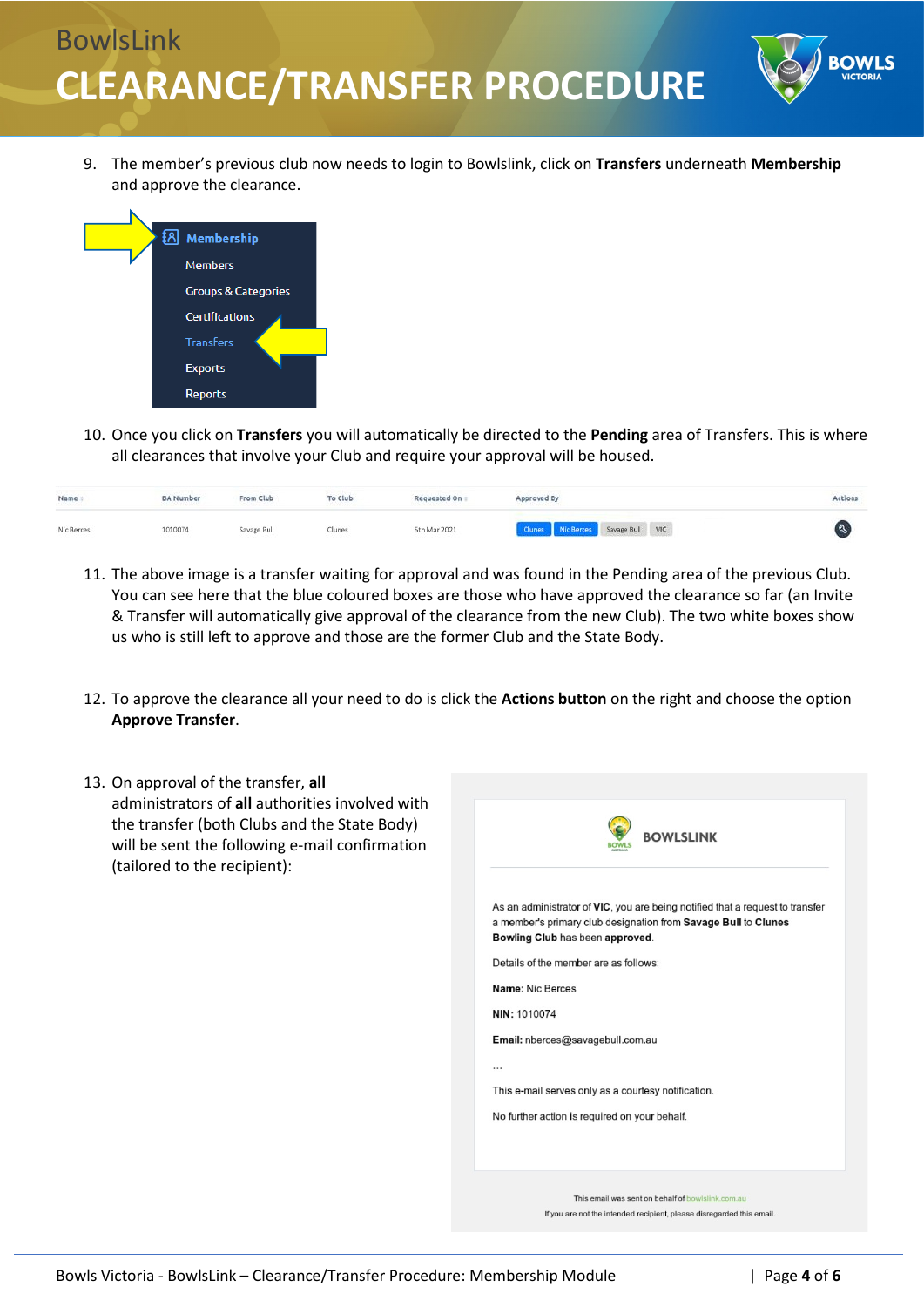9. The member's previous club now needs to login to Bowlslink, click on **Transfers** underneath **Membership** and approve the clearance.

Membership
- Members
- Groups & Categories
- Certifications
- Transfers
- Exports
- Reports

10. Once you click on **Transfers** you will automatically be directed to the **Pending** area of Transfers. This is where all clearances that involve your Club and require your approval will be housed.

| Name | BA Number | From Club | To Club | Requested On | Approved By | Actions |
|---|---|---|---|---|---|---|
| Nic Berces | 1010074 | Savage Bull | Clunes | 5th Mar 2021 | Clunes, Nic Berces, Savage Bull, VIC | |

11. The above image is a transfer waiting for approval and was found in the Pending area of the previous Club. You can see here that the blue coloured boxes are those who have approved the clearance so far (an Invite & Transfer will automatically give approval of the clearance from the new Club). The two white boxes show us who is still left to approve and those are the former Club and the State Body.

12. To approve the clearance all your need to do is click the **Actions button** on the right and choose the option **Approve Transfer**.

13. On approval of the transfer, **all** administrators of **all** authorities involved with the transfer (both Clubs and the State Body) will be sent the following e-mail confirmation (tailored to the recipient):

> **BOWLSLINK**
>
> As an administrator of **VIC**, you are being notified that a request to transfer a member's primary club designation from **Savage Bull** to **Clunes Bowling Club** has been **approved**.
>
> Details of the member are as follows:
>
> **Name:** Nic Berces
>
> **NIN:** 1010074
>
> **Email:** nberces@savagebull.com.au
>
> ...
>
> This e-mail serves only as a courtesy notification.
>
> No further action is required on your behalf.
>
> This email was sent on behalf of bowlslink.com.au
> If you are not the intended recipient, please disregarded this email.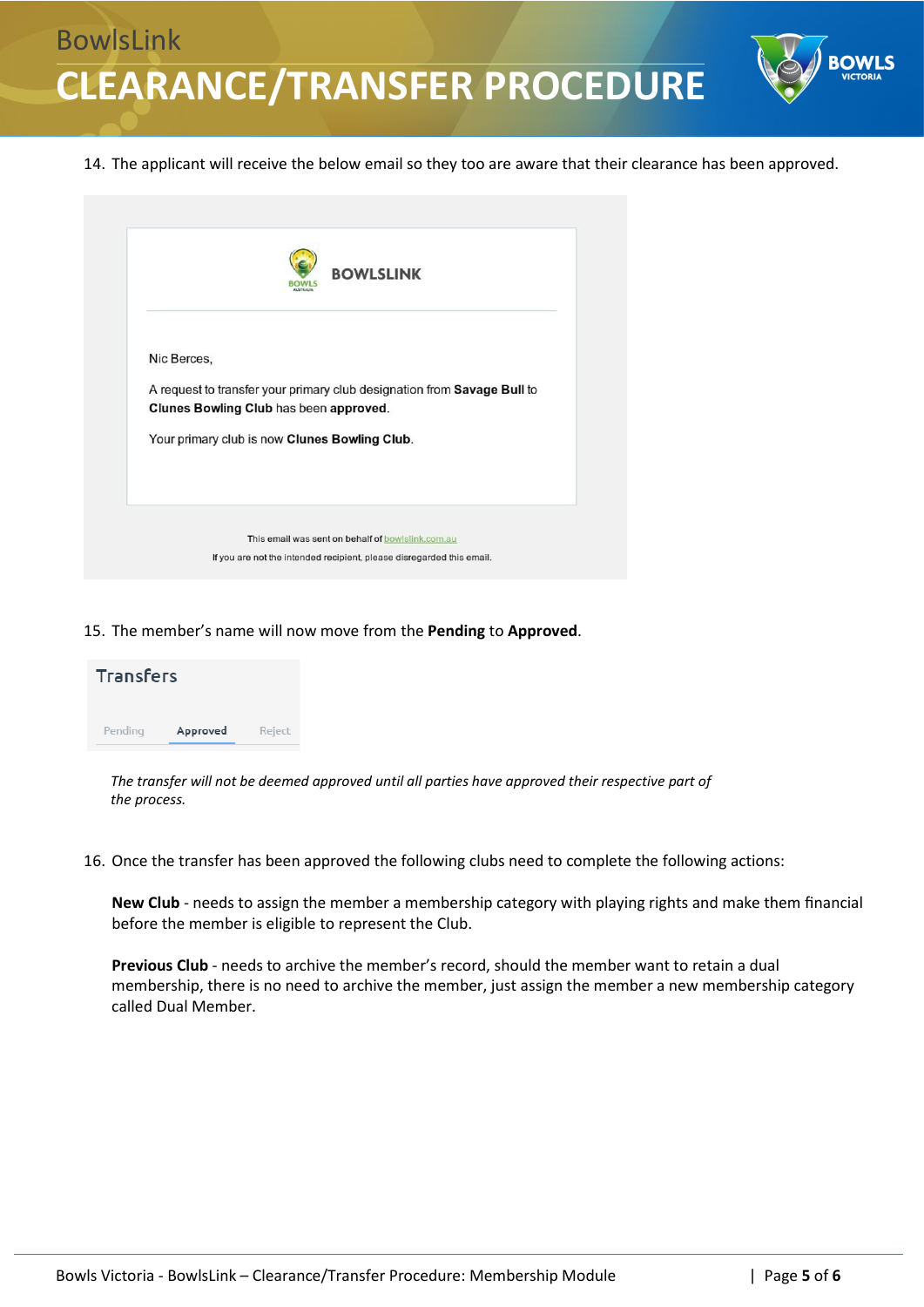14. The applicant will receive the below email so they too are aware that their clearance has been approved.

BOWLSLINK

Nic Berces,

A request to transfer your primary club designation from **Savage Bull** to **Clunes Bowling Club** has been **approved**.

Your primary club is now **Clunes Bowling Club**.

This email was sent on behalf of bowlslink.com.au

If you are not the intended recipient, please disregarded this email.

15. The member's name will now move from the **Pending** to **Approved**.

Transfers

Pending Approved Reject

*The transfer will not be deemed approved until all parties have approved their respective part of the process.*

16. Once the transfer has been approved the following clubs need to complete the following actions:

**New Club** - needs to assign the member a membership category with playing rights and make them financial before the member is eligible to represent the Club.

**Previous Club** - needs to archive the member's record, should the member want to retain a dual membership, there is no need to archive the member, just assign the member a new membership category called Dual Member.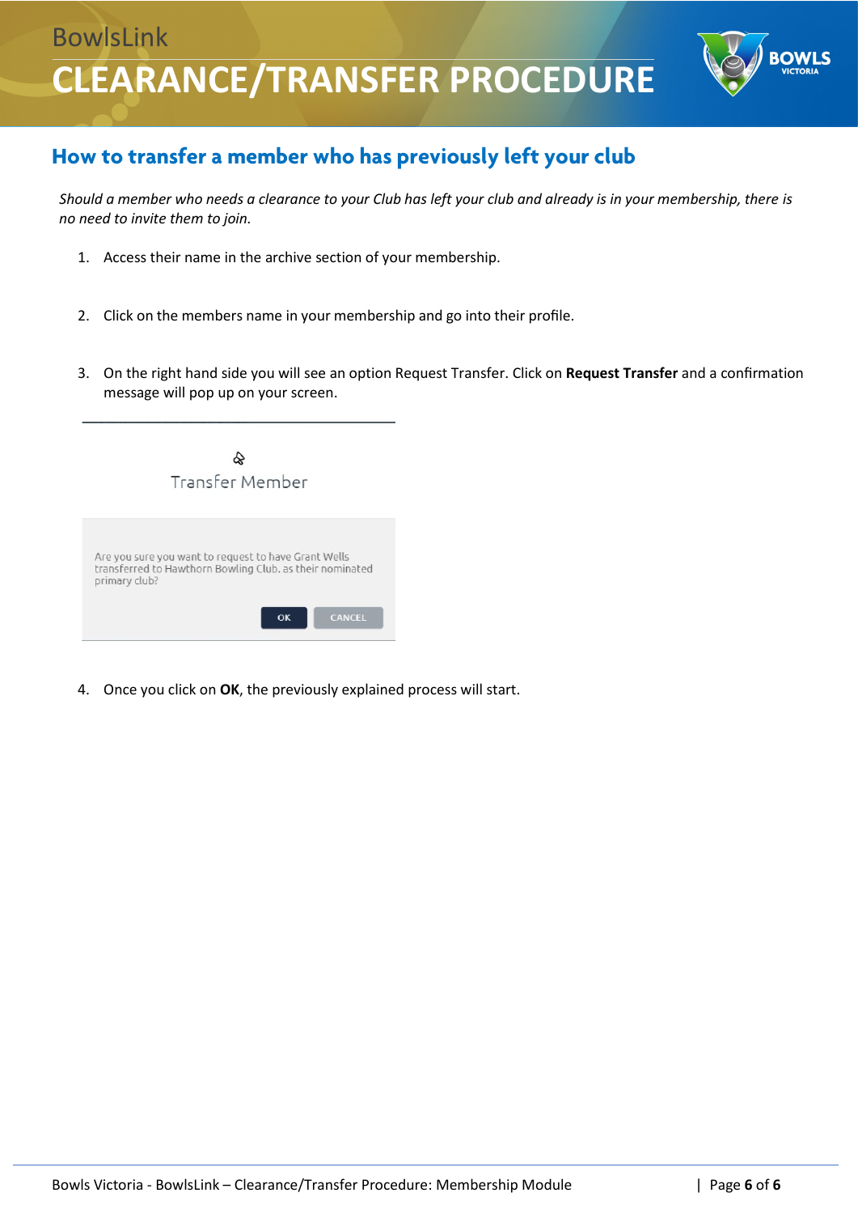## How to transfer a member who has previously left your club

*Should a member who needs a clearance to your Club has left your club and already is in your membership, there is no need to invite them to join.*

1. Access their name in the archive section of your membership.

2. Click on the members name in your membership and go into their profile.

3. On the right hand side you will see an option Request Transfer. Click on **Request Transfer** and a confirmation message will pop up on your screen.

Transfer Member

Are you sure you want to request to have Grant Wells transferred to Hawthorn Bowling Club. as their nominated primary club?

OK CANCEL

4. Once you click on **OK**, the previously explained process will start.